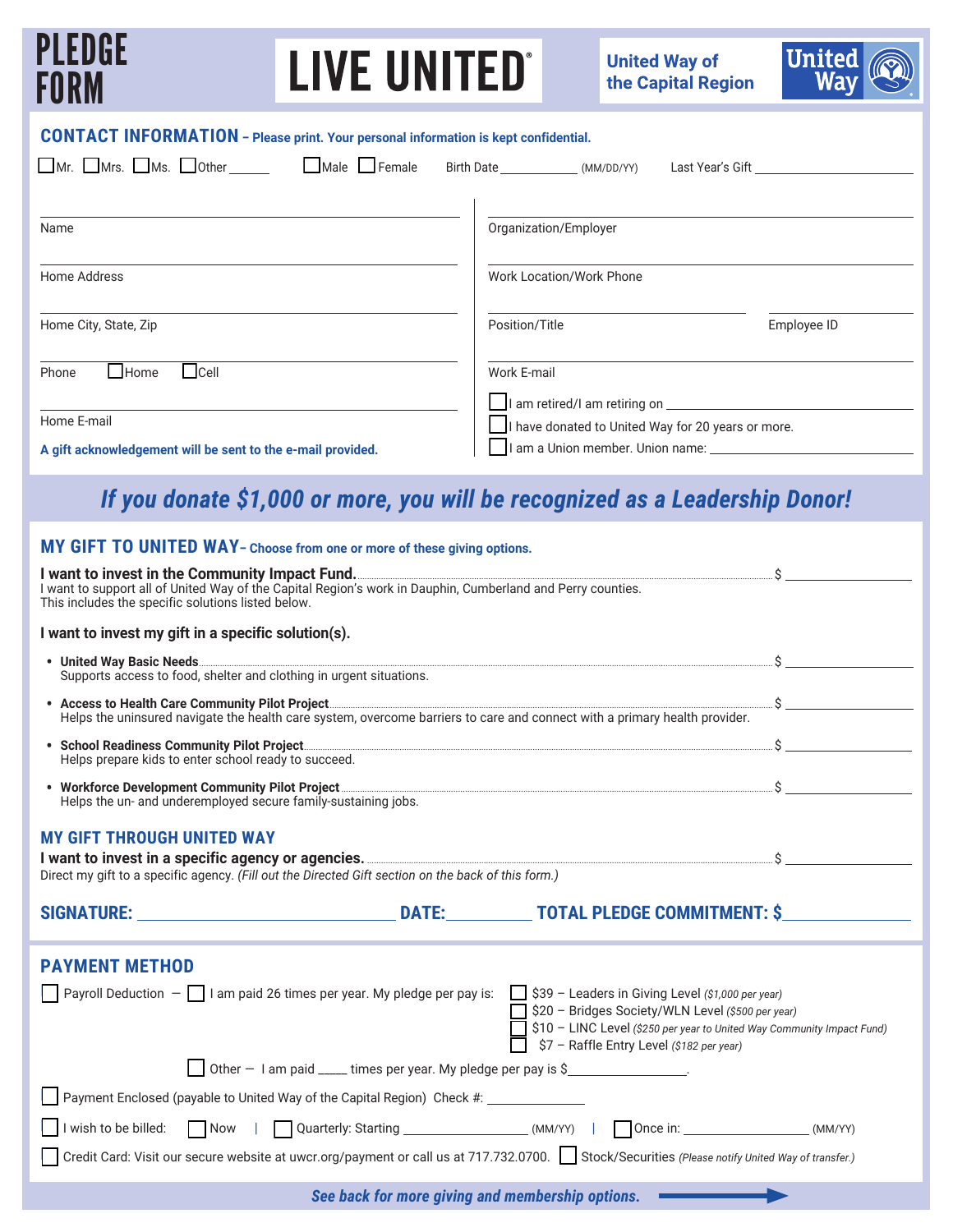# PLEDGE FORM

**LIVE UNITED®**

**United Way of the Capital Region** — United Way

## CONTACT INFORMATION – Please print. Your personal information is kept confidential.

☐ Mr. ☐ Mrs. ☐ Ms. ☐ Other ______ ☐ Male ☐ Female Birth Date ____________ (MM/DD/YY) Last Year's Gift ____________________

| | |
|---|---|
| Name | Organization/Employer |
| Home Address | Work Location/Work Phone |
| Home City, State, Zip | Position/Title — Employee ID |
| Phone ☐ Home ☐ Cell | Work E-mail |
| Home E-mail | ☐ I am retired/I am retiring on ____________ |
| **A gift acknowledgement will be sent to the e-mail provided.** | ☐ I have donated to United Way for 20 years or more. |
| | ☐ I am a Union member. Union name: ____________ |

### *If you donate $1,000 or more, you will be recognized as a Leadership Donor!*

## MY GIFT TO UNITED WAY – Choose from one or more of these giving options.

**I want to invest in the Community Impact Fund.** .................................... $ ____________
I want to support all of United Way of the Capital Region's work in Dauphin, Cumberland and Perry counties. This includes the specific solutions listed below.

**I want to invest my gift in a specific solution(s).**

- **United Way Basic Needs** .................................... $ ____________
  Supports access to food, shelter and clothing in urgent situations.
- **Access to Health Care Community Pilot Project** .................................... $ ____________
  Helps the uninsured navigate the health care system, overcome barriers to care and connect with a primary health provider.
- **School Readiness Community Pilot Project** .................................... $ ____________
  Helps prepare kids to enter school ready to succeed.
- **Workforce Development Community Pilot Project** .................................... $ ____________
  Helps the un- and underemployed secure family-sustaining jobs.

## MY GIFT THROUGH UNITED WAY

**I want to invest in a specific agency or agencies.** .................................... $ ____________
Direct my gift to a specific agency. *(Fill out the Directed Gift section on the back of this form.)*

**SIGNATURE:** ____________________ **DATE:** __________ **TOTAL PLEDGE COMMITMENT: $** ____________

## PAYMENT METHOD

☐ Payroll Deduction — ☐ I am paid 26 times per year. My pledge per pay is:
- ☐ $39 – Leaders in Giving Level *($1,000 per year)*
- ☐ $20 – Bridges Society/WLN Level *($500 per year)*
- ☐ $10 – LINC Level *($250 per year to United Way Community Impact Fund)*
- ☐ $7 – Raffle Entry Level *($182 per year)*

☐ Other — I am paid ____ times per year. My pledge per pay is $______________.

☐ Payment Enclosed (payable to United Way of the Capital Region) Check #: ____________

☐ I wish to be billed: ☐ Now | ☐ Quarterly: Starting ____________ (MM/YY) | ☐ Once in: ____________ (MM/YY)

☐ Credit Card: Visit our secure website at uwcr.org/payment or call us at 717.732.0700. ☐ Stock/Securities *(Please notify United Way of transfer.)*

***See back for more giving and membership options.*** →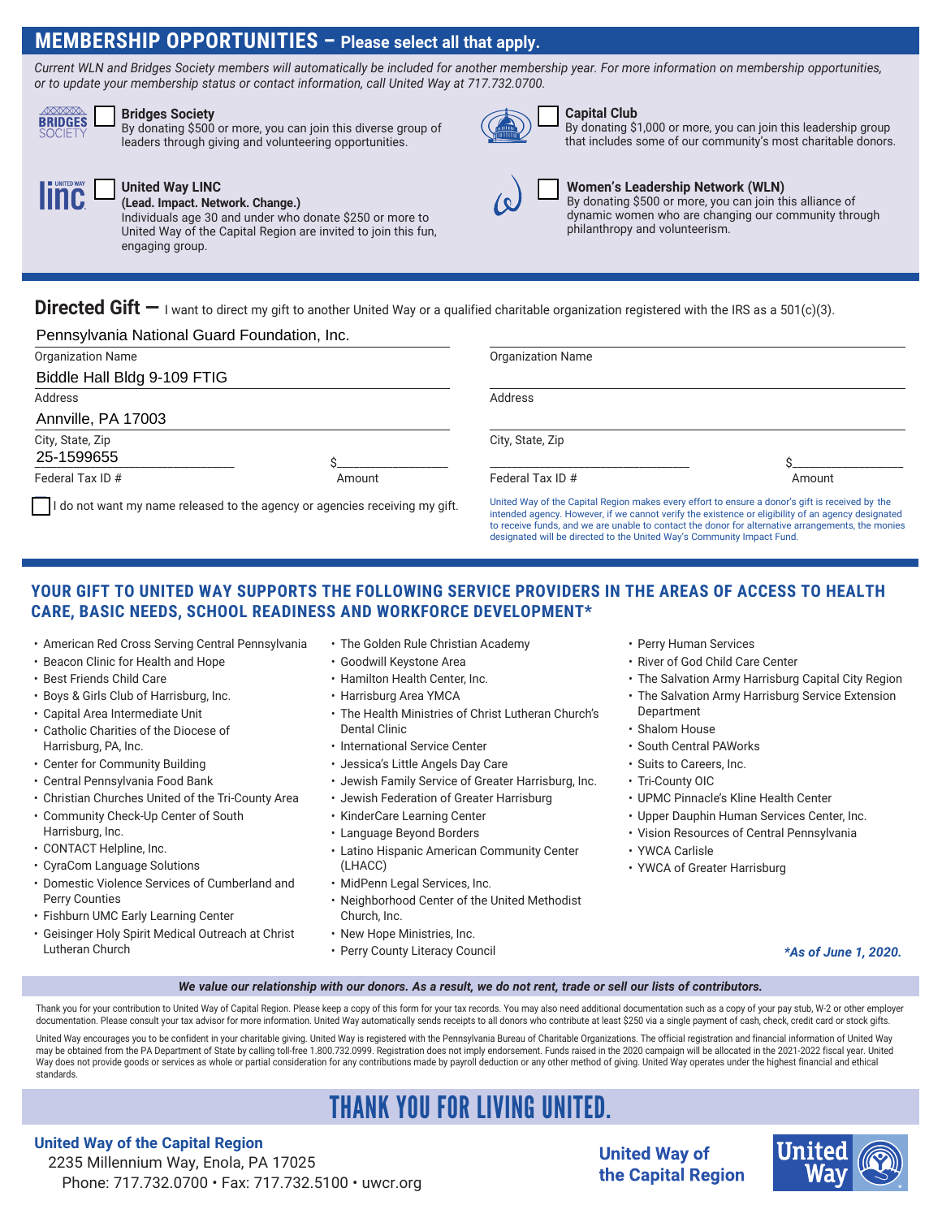## MEMBERSHIP OPPORTUNITIES – Please select all that apply.

*Current WLN and Bridges Society members will automatically be included for another membership year. For more information on membership opportunities, or to update your membership status or contact information, call United Way at 717.732.0700.*

☐ **Bridges Society**
By donating $500 or more, you can join this diverse group of leaders through giving and volunteering opportunities.

☐ **Capital Club**
By donating $1,000 or more, you can join this leadership group that includes some of our community's most charitable donors.

☐ **United Way LINC**
**(Lead. Impact. Network. Change.)**
Individuals age 30 and under who donate $250 or more to United Way of the Capital Region are invited to join this fun, engaging group.

☐ **Women's Leadership Network (WLN)**
By donating $500 or more, you can join this alliance of dynamic women who are changing our community through philanthropy and volunteerism.

## Directed Gift – I want to direct my gift to another United Way or a qualified charitable organization registered with the IRS as a 501(c)(3).

Pennsylvania National Guard Foundation, Inc.
Organization Name

Biddle Hall Bldg 9-109 FTIG
Address

Annville, PA 17003
City, State, Zip

25-1599655
Federal Tax ID #

$________________
Amount

☐ I do not want my name released to the agency or agencies receiving my gift.

Organization Name

Address

City, State, Zip

Federal Tax ID #

$________________
Amount

United Way of the Capital Region makes every effort to ensure a donor's gift is received by the intended agency. However, if we cannot verify the existence or eligibility of an agency designated to receive funds, and we are unable to contact the donor for alternative arrangements, the monies designated will be directed to the United Way's Community Impact Fund.

## YOUR GIFT TO UNITED WAY SUPPORTS THE FOLLOWING SERVICE PROVIDERS IN THE AREAS OF ACCESS TO HEALTH CARE, BASIC NEEDS, SCHOOL READINESS AND WORKFORCE DEVELOPMENT*

- American Red Cross Serving Central Pennsylvania
- Beacon Clinic for Health and Hope
- Best Friends Child Care
- Boys & Girls Club of Harrisburg, Inc.
- Capital Area Intermediate Unit
- Catholic Charities of the Diocese of Harrisburg, PA, Inc.
- Center for Community Building
- Central Pennsylvania Food Bank
- Christian Churches United of the Tri-County Area
- Community Check-Up Center of South Harrisburg, Inc.
- CONTACT Helpline, Inc.
- CyraCom Language Solutions
- Domestic Violence Services of Cumberland and Perry Counties
- Fishburn UMC Early Learning Center
- Geisinger Holy Spirit Medical Outreach at Christ Lutheran Church
- The Golden Rule Christian Academy
- Goodwill Keystone Area
- Hamilton Health Center, Inc.
- Harrisburg Area YMCA
- The Health Ministries of Christ Lutheran Church's Dental Clinic
- International Service Center
- Jessica's Little Angels Day Care
- Jewish Family Service of Greater Harrisburg, Inc.
- Jewish Federation of Greater Harrisburg
- KinderCare Learning Center
- Language Beyond Borders
- Latino Hispanic American Community Center (LHACC)
- MidPenn Legal Services, Inc.
- Neighborhood Center of the United Methodist Church, Inc.
- New Hope Ministries, Inc.
- Perry County Literacy Council
- Perry Human Services
- River of God Child Care Center
- The Salvation Army Harrisburg Capital City Region
- The Salvation Army Harrisburg Service Extension Department
- Shalom House
- South Central PAWorks
- Suits to Careers, Inc.
- Tri-County OIC
- UPMC Pinnacle's Kline Health Center
- Upper Dauphin Human Services Center, Inc.
- Vision Resources of Central Pennsylvania
- YWCA Carlisle
- YWCA of Greater Harrisburg

***As of June 1, 2020.**

***We value our relationship with our donors. As a result, we do not rent, trade or sell our lists of contributors.***

Thank you for your contribution to United Way of Capital Region. Please keep a copy of this form for your tax records. You may also need additional documentation such as a copy of your pay stub, W-2 or other employer documentation. Please consult your tax advisor for more information. United Way automatically sends receipts to all donors who contribute at least $250 via a single payment of cash, check, credit card or stock gifts.

United Way encourages you to be confident in your charitable giving. United Way is registered with the Pennsylvania Bureau of Charitable Organizations. The official registration and financial information of United Way may be obtained from the PA Department of State by calling toll-free 1.800.732.0999. Registration does not imply endorsement. Funds raised in the 2020 campaign will be allocated in the 2021-2022 fiscal year. United Way does not provide goods or services as whole or partial consideration for any contributions made by payroll deduction or any other method of giving. United Way operates under the highest financial and ethical standards.

# THANK YOU FOR LIVING UNITED.

**United Way of the Capital Region**
2235 Millennium Way, Enola, PA 17025
Phone: 717.732.0700 • Fax: 717.732.5100 • uwcr.org

**United Way of the Capital Region**